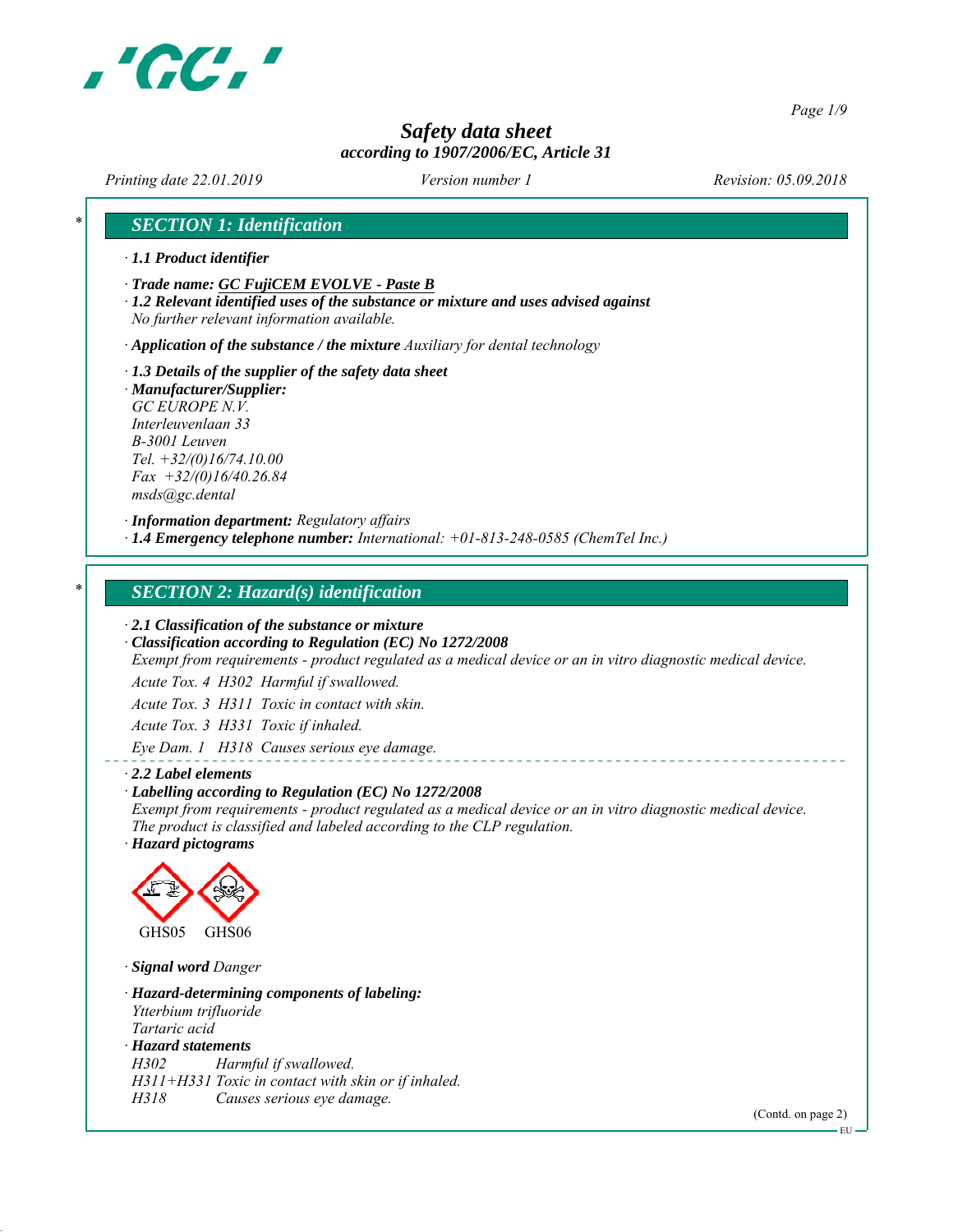# Safety data sheet

*according to 1907/2006/EC, Article 31*

*Printing date 22.01.2019* *Version number 1* *Revision: 05.09.2018*

## SECTION 1: Identification

· **1.1 Product identifier**

· **Trade name: GC FujiCEM EVOLVE - Paste B**

· **1.2 Relevant identified uses of the substance or mixture and uses advised against**
No further relevant information available.

· **Application of the substance / the mixture** Auxiliary for dental technology

· **1.3 Details of the supplier of the safety data sheet**

· **Manufacturer/Supplier:**
GC EUROPE N.V.
Interleuvenlaan 33
B-3001 Leuven
Tel. +32/(0)16/74.10.00
Fax +32/(0)16/40.26.84
msds@gc.dental

· **Information department:** Regulatory affairs

· **1.4 Emergency telephone number:** International: +01-813-248-0585 (ChemTel Inc.)

## SECTION 2: Hazard(s) identification

· **2.1 Classification of the substance or mixture**

· **Classification according to Regulation (EC) No 1272/2008**
Exempt from requirements - product regulated as a medical device or an in vitro diagnostic medical device.

Acute Tox. 4 H302 Harmful if swallowed.

Acute Tox. 3 H311 Toxic in contact with skin.

Acute Tox. 3 H331 Toxic if inhaled.

Eye Dam. 1 H318 Causes serious eye damage.

· **2.2 Label elements**

· **Labelling according to Regulation (EC) No 1272/2008**
Exempt from requirements - product regulated as a medical device or an in vitro diagnostic medical device.
The product is classified and labeled according to the CLP regulation.

· **Hazard pictograms**

GHS05 GHS06

· **Signal word** Danger

· **Hazard-determining components of labeling:**
Ytterbium trifluoride
Tartaric acid

· **Hazard statements**
H302 Harmful if swallowed.
H311+H331 Toxic in contact with skin or if inhaled.
H318 Causes serious eye damage.

(Contd. on page 2)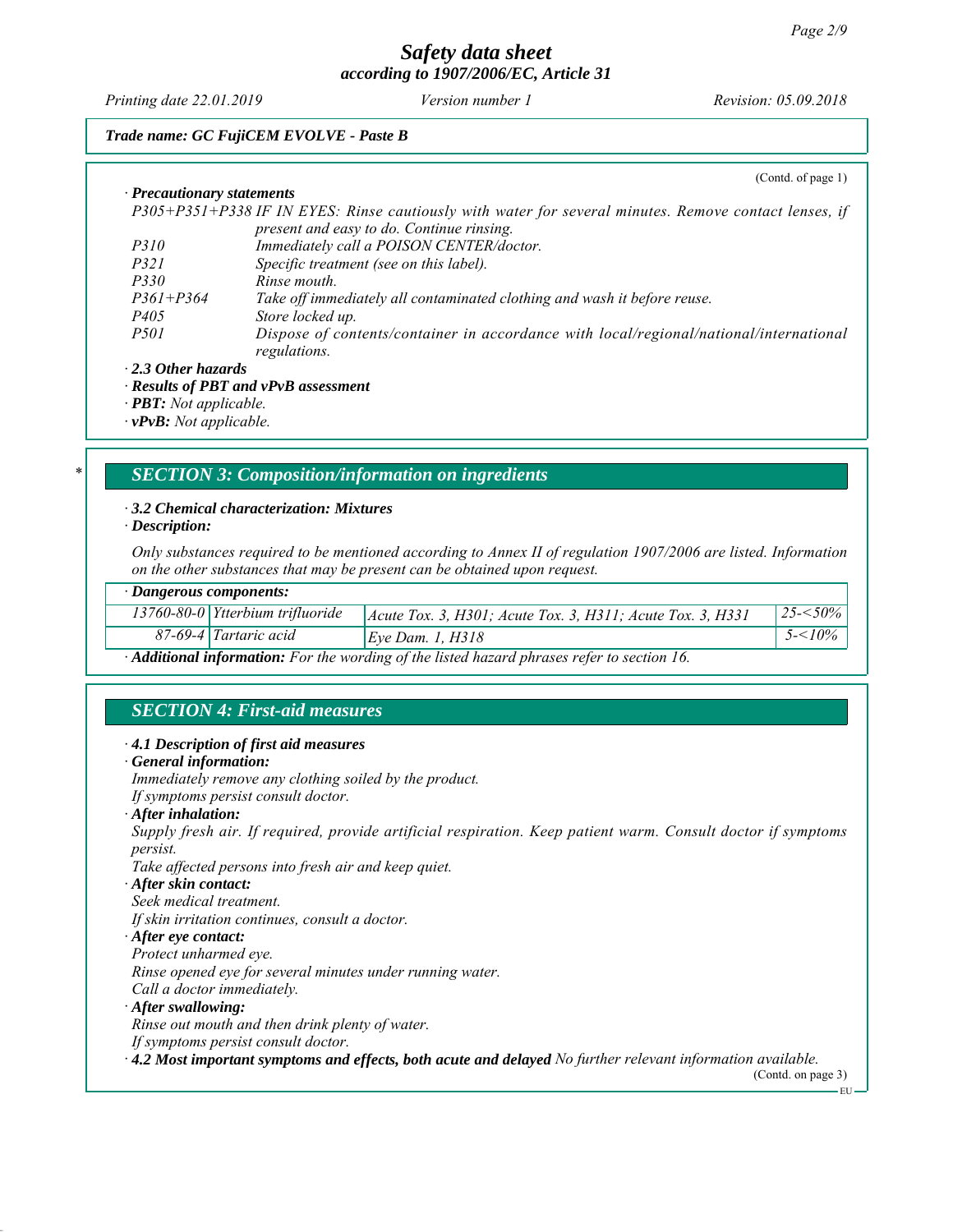*Trade name: GC FujiCEM EVOLVE - Paste B*

(Contd. of page 1)

· **Precautionary statements**

| | |
|---|---|
| P305+P351+P338 | IF IN EYES: Rinse cautiously with water for several minutes. Remove contact lenses, if present and easy to do. Continue rinsing. |
| P310 | Immediately call a POISON CENTER/doctor. |
| P321 | Specific treatment (see on this label). |
| P330 | Rinse mouth. |
| P361+P364 | Take off immediately all contaminated clothing and wash it before reuse. |
| P405 | Store locked up. |
| P501 | Dispose of contents/container in accordance with local/regional/national/international regulations. |

· **2.3 Other hazards**
· **Results of PBT and vPvB assessment**
· **PBT:** Not applicable.
· **vPvB:** Not applicable.

## SECTION 3: Composition/information on ingredients

· **3.2 Chemical characterization: Mixtures**
· **Description:**

*Only substances required to be mentioned according to Annex II of regulation 1907/2006 are listed. Information on the other substances that may be present can be obtained upon request.*

· **Dangerous components:**

| CAS | Name | Classification | Concentration |
|---|---|---|---|
| 13760-80-0 | Ytterbium trifluoride | Acute Tox. 3, H301; Acute Tox. 3, H311; Acute Tox. 3, H331 | 25-<50% |
| 87-69-4 | Tartaric acid | Eye Dam. 1, H318 | 5-<10% |

· **Additional information:** For the wording of the listed hazard phrases refer to section 16.

## SECTION 4: First-aid measures

· **4.1 Description of first aid measures**
· **General information:**
Immediately remove any clothing soiled by the product.
If symptoms persist consult doctor.
· **After inhalation:**
Supply fresh air. If required, provide artificial respiration. Keep patient warm. Consult doctor if symptoms persist.
Take affected persons into fresh air and keep quiet.
· **After skin contact:**
Seek medical treatment.
If skin irritation continues, consult a doctor.
· **After eye contact:**
Protect unharmed eye.
Rinse opened eye for several minutes under running water.
Call a doctor immediately.
· **After swallowing:**
Rinse out mouth and then drink plenty of water.
If symptoms persist consult doctor.
· **4.2 Most important symptoms and effects, both acute and delayed** No further relevant information available.

(Contd. on page 3)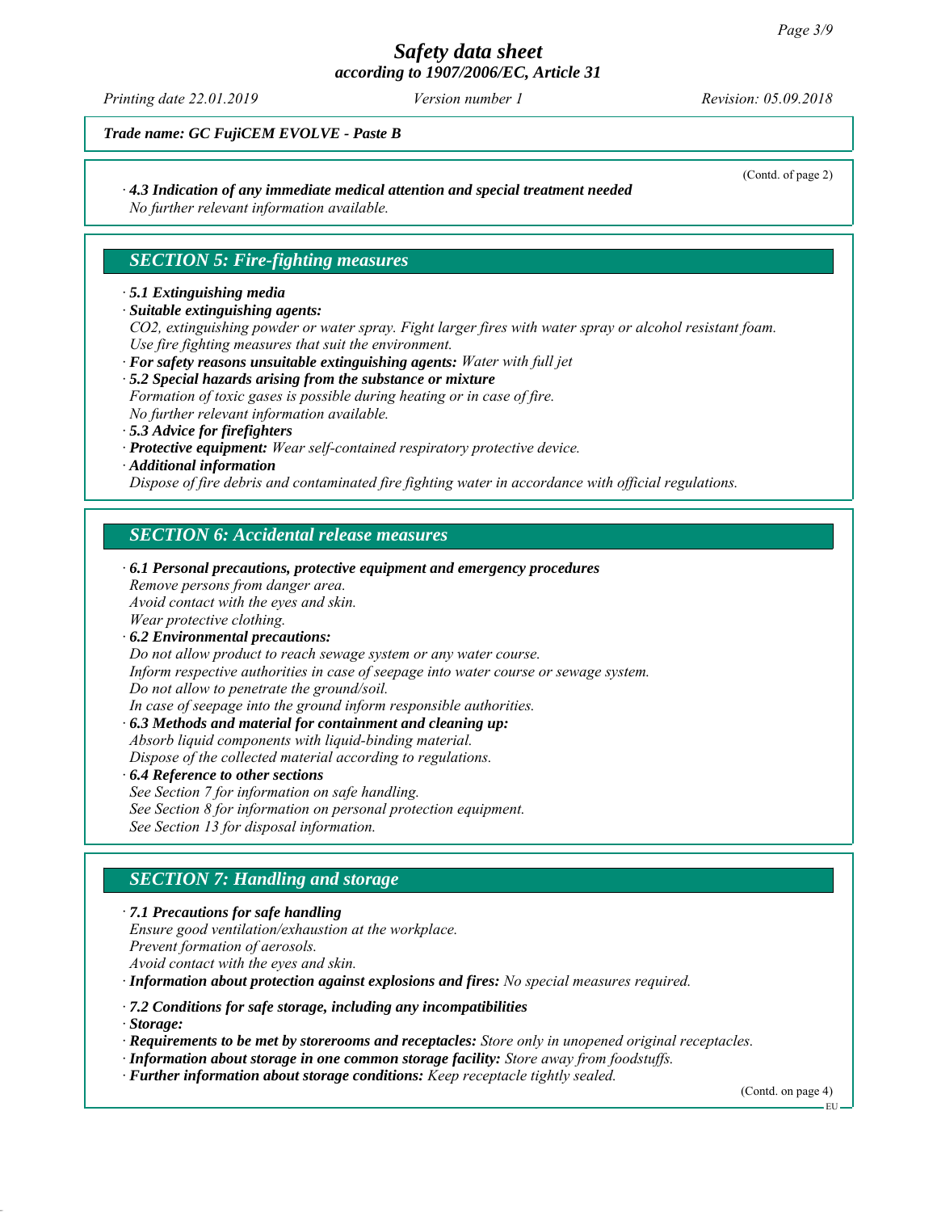*Trade name: GC FujiCEM EVOLVE - Paste B*

(Contd. of page 2)

· **4.3 Indication of any immediate medical attention and special treatment needed**
No further relevant information available.

## SECTION 5: Fire-fighting measures

· **5.1 Extinguishing media**
· **Suitable extinguishing agents:**
CO2, extinguishing powder or water spray. Fight larger fires with water spray or alcohol resistant foam.
Use fire fighting measures that suit the environment.
· **For safety reasons unsuitable extinguishing agents:** Water with full jet
· **5.2 Special hazards arising from the substance or mixture**
Formation of toxic gases is possible during heating or in case of fire.
No further relevant information available.
· **5.3 Advice for firefighters**
· **Protective equipment:** Wear self-contained respiratory protective device.
· **Additional information**
Dispose of fire debris and contaminated fire fighting water in accordance with official regulations.

## SECTION 6: Accidental release measures

· **6.1 Personal precautions, protective equipment and emergency procedures**
Remove persons from danger area.
Avoid contact with the eyes and skin.
Wear protective clothing.
· **6.2 Environmental precautions:**
Do not allow product to reach sewage system or any water course.
Inform respective authorities in case of seepage into water course or sewage system.
Do not allow to penetrate the ground/soil.
In case of seepage into the ground inform responsible authorities.
· **6.3 Methods and material for containment and cleaning up:**
Absorb liquid components with liquid-binding material.
Dispose of the collected material according to regulations.
· **6.4 Reference to other sections**
See Section 7 for information on safe handling.
See Section 8 for information on personal protection equipment.
See Section 13 for disposal information.

## SECTION 7: Handling and storage

· **7.1 Precautions for safe handling**
Ensure good ventilation/exhaustion at the workplace.
Prevent formation of aerosols.
Avoid contact with the eyes and skin.
· **Information about protection against explosions and fires:** No special measures required.

· **7.2 Conditions for safe storage, including any incompatibilities**
· **Storage:**
· **Requirements to be met by storerooms and receptacles:** Store only in unopened original receptacles.
· **Information about storage in one common storage facility:** Store away from foodstuffs.
· **Further information about storage conditions:** Keep receptacle tightly sealed.

(Contd. on page 4)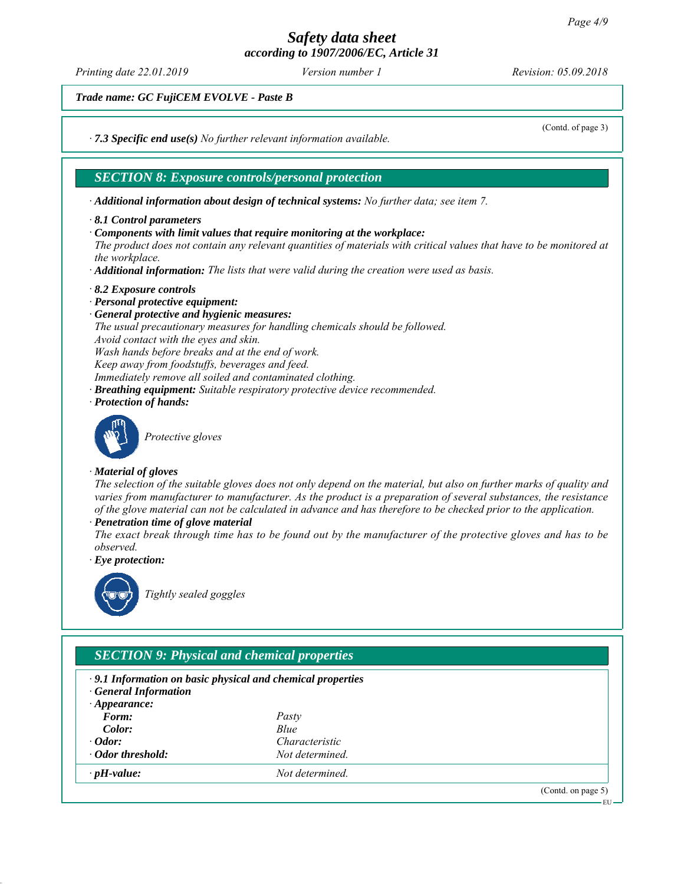*Trade name: GC FujiCEM EVOLVE - Paste B*

(Contd. of page 3)

· **7.3 Specific end use(s)** *No further relevant information available.*

## SECTION 8: Exposure controls/personal protection

· **Additional information about design of technical systems:** *No further data; see item 7.*

· **8.1 Control parameters**

· **Components with limit values that require monitoring at the workplace:**
*The product does not contain any relevant quantities of materials with critical values that have to be monitored at the workplace.*

· **Additional information:** *The lists that were valid during the creation were used as basis.*

· **8.2 Exposure controls**

· **Personal protective equipment:**

· **General protective and hygienic measures:**
*The usual precautionary measures for handling chemicals should be followed.*
*Avoid contact with the eyes and skin.*
*Wash hands before breaks and at the end of work.*
*Keep away from foodstuffs, beverages and feed.*
*Immediately remove all soiled and contaminated clothing.*

· **Breathing equipment:** *Suitable respiratory protective device recommended.*

· **Protection of hands:**

*Protective gloves*

· **Material of gloves**
*The selection of the suitable gloves does not only depend on the material, but also on further marks of quality and varies from manufacturer to manufacturer. As the product is a preparation of several substances, the resistance of the glove material can not be calculated in advance and has therefore to be checked prior to the application.*

· **Penetration time of glove material**
*The exact break through time has to be found out by the manufacturer of the protective gloves and has to be observed.*

· **Eye protection:**

*Tightly sealed goggles*

## SECTION 9: Physical and chemical properties

· **9.1 Information on basic physical and chemical properties**

· **General Information**

| | |
|---|---|
| · **Appearance:** | |
| **Form:** | *Pasty* |
| **Color:** | *Blue* |
| · **Odor:** | *Characteristic* |
| · **Odor threshold:** | *Not determined.* |
| · **pH-value:** | *Not determined.* |

(Contd. on page 5)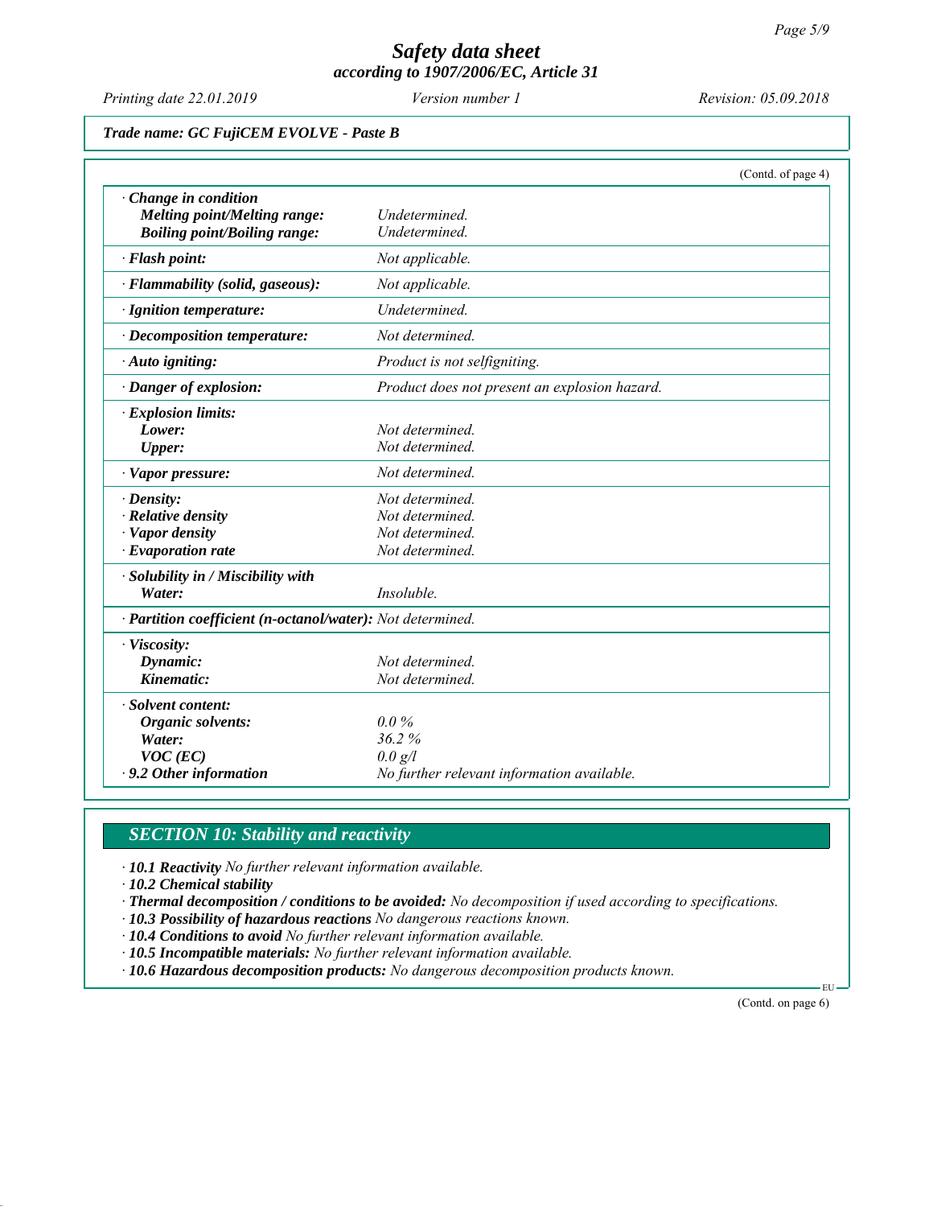## Safety data sheet

### according to 1907/2006/EC, Article 31

*Printing date 22.01.2019* *Version number 1* *Revision: 05.09.2018*

**Trade name: GC FujiCEM EVOLVE - Paste B**

(Contd. of page 4)

| | |
|---|---|
| **· Change in condition** | |
| **Melting point/Melting range:** | Undetermined. |
| **Boiling point/Boiling range:** | Undetermined. |
| **· Flash point:** | Not applicable. |
| **· Flammability (solid, gaseous):** | Not applicable. |
| **· Ignition temperature:** | Undetermined. |
| **· Decomposition temperature:** | Not determined. |
| **· Auto igniting:** | Product is not selfigniting. |
| **· Danger of explosion:** | Product does not present an explosion hazard. |
| **· Explosion limits:** | |
| **Lower:** | Not determined. |
| **Upper:** | Not determined. |
| **· Vapor pressure:** | Not determined. |
| **· Density:** | Not determined. |
| **· Relative density** | Not determined. |
| **· Vapor density** | Not determined. |
| **· Evaporation rate** | Not determined. |
| **· Solubility in / Miscibility with** | |
| **Water:** | Insoluble. |
| **· Partition coefficient (n-octanol/water):** | Not determined. |
| **· Viscosity:** | |
| **Dynamic:** | Not determined. |
| **Kinematic:** | Not determined. |
| **· Solvent content:** | |
| **Organic solvents:** | 0.0 % |
| **Water:** | 36.2 % |
| **VOC (EC)** | 0.0 g/l |
| **· 9.2 Other information** | No further relevant information available. |

## SECTION 10: Stability and reactivity

· **10.1 Reactivity** No further relevant information available.

· **10.2 Chemical stability**

· **Thermal decomposition / conditions to be avoided:** No decomposition if used according to specifications.

· **10.3 Possibility of hazardous reactions** No dangerous reactions known.

· **10.4 Conditions to avoid** No further relevant information available.

· **10.5 Incompatible materials:** No further relevant information available.

· **10.6 Hazardous decomposition products:** No dangerous decomposition products known.

(Contd. on page 6)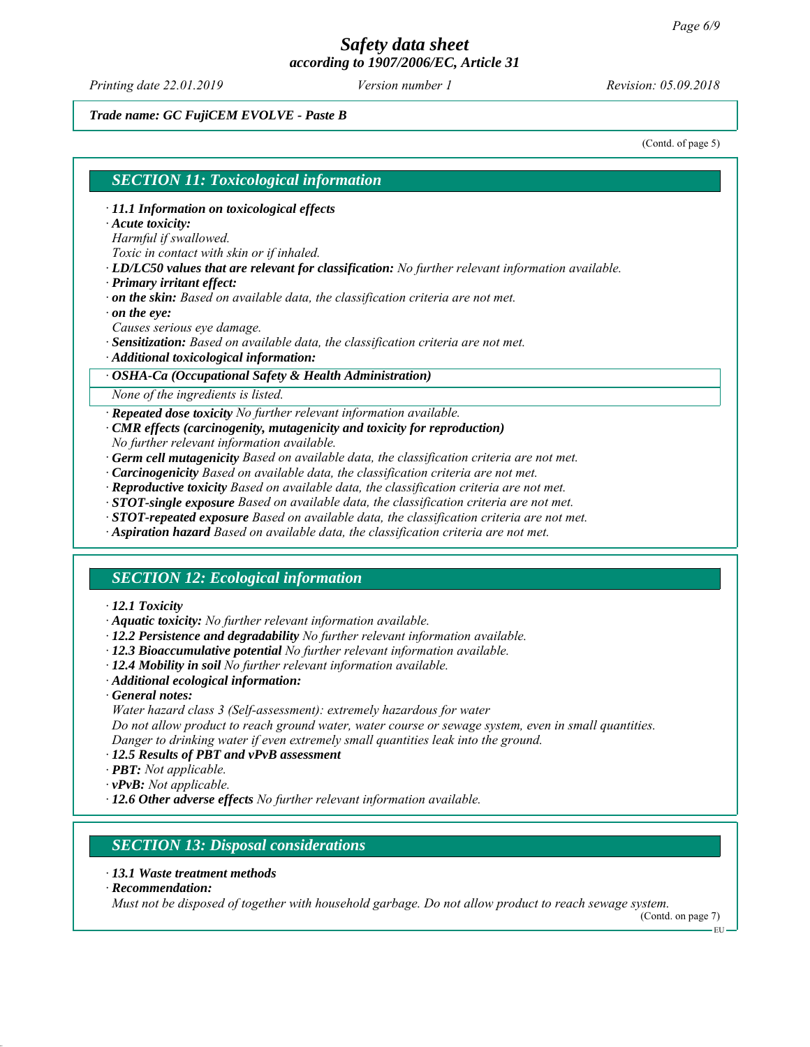*Trade name: GC FujiCEM EVOLVE - Paste B*

(Contd. of page 5)

## SECTION 11: Toxicological information

· **11.1 Information on toxicological effects**
· **Acute toxicity:**
*Harmful if swallowed.*
*Toxic in contact with skin or if inhaled.*
· **LD/LC50 values that are relevant for classification:** *No further relevant information available.*
· **Primary irritant effect:**
· **on the skin:** *Based on available data, the classification criteria are not met.*
· **on the eye:**
*Causes serious eye damage.*
· **Sensitization:** *Based on available data, the classification criteria are not met.*
· **Additional toxicological information:**

· **OSHA-Ca (Occupational Safety & Health Administration)**

*None of the ingredients is listed.*

· **Repeated dose toxicity** *No further relevant information available.*
· **CMR effects (carcinogenity, mutagenicity and toxicity for reproduction)**
*No further relevant information available.*
· **Germ cell mutagenicity** *Based on available data, the classification criteria are not met.*
· **Carcinogenicity** *Based on available data, the classification criteria are not met.*
· **Reproductive toxicity** *Based on available data, the classification criteria are not met.*
· **STOT-single exposure** *Based on available data, the classification criteria are not met.*
· **STOT-repeated exposure** *Based on available data, the classification criteria are not met.*
· **Aspiration hazard** *Based on available data, the classification criteria are not met.*

## SECTION 12: Ecological information

· **12.1 Toxicity**
· **Aquatic toxicity:** *No further relevant information available.*
· **12.2 Persistence and degradability** *No further relevant information available.*
· **12.3 Bioaccumulative potential** *No further relevant information available.*
· **12.4 Mobility in soil** *No further relevant information available.*
· **Additional ecological information:**
· **General notes:**
*Water hazard class 3 (Self-assessment): extremely hazardous for water*
*Do not allow product to reach ground water, water course or sewage system, even in small quantities.*
*Danger to drinking water if even extremely small quantities leak into the ground.*
· **12.5 Results of PBT and vPvB assessment**
· **PBT:** *Not applicable.*
· **vPvB:** *Not applicable.*
· **12.6 Other adverse effects** *No further relevant information available.*

## SECTION 13: Disposal considerations

· **13.1 Waste treatment methods**
· **Recommendation:**
*Must not be disposed of together with household garbage. Do not allow product to reach sewage system.*

(Contd. on page 7)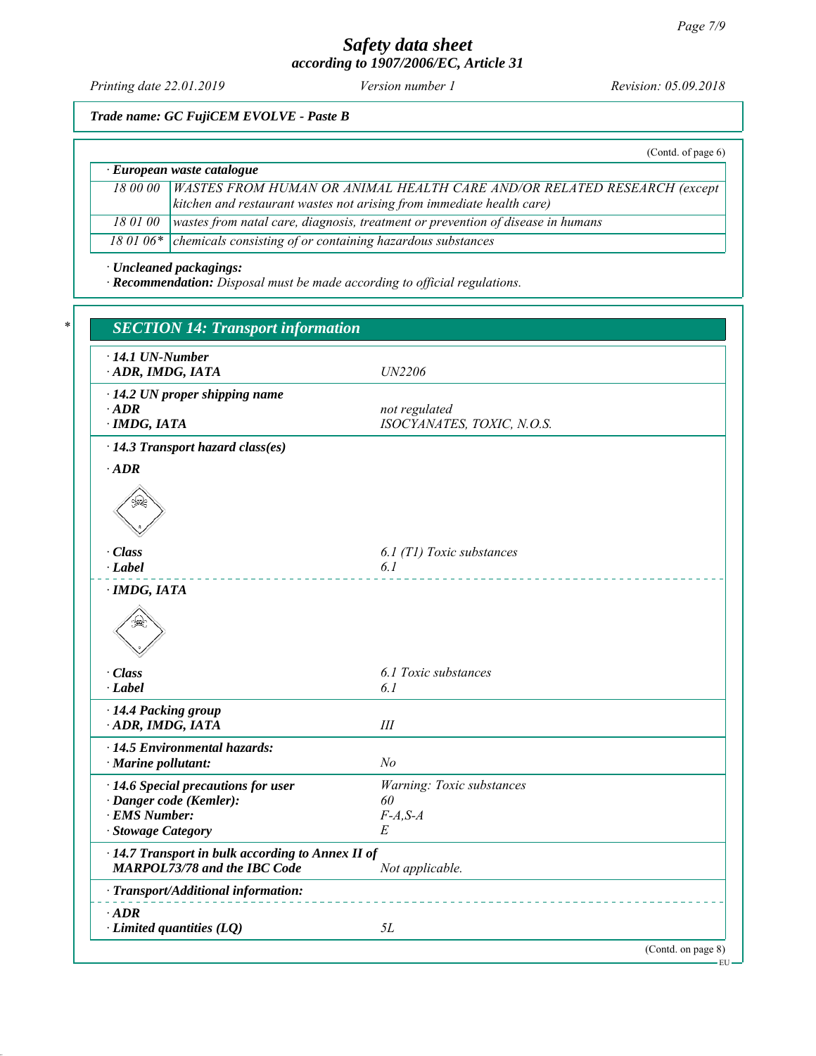**Safety data sheet**
**according to 1907/2006/EC, Article 31**

Printing date 22.01.2019 | Version number 1 | Revision: 05.09.2018

**Trade name: GC FujiCEM EVOLVE - Paste B**

(Contd. of page 6)

· **European waste catalogue**

| | |
|---|---|
| 18 00 00 | WASTES FROM HUMAN OR ANIMAL HEALTH CARE AND/OR RELATED RESEARCH (except kitchen and restaurant wastes not arising from immediate health care) |
| 18 01 00 | wastes from natal care, diagnosis, treatment or prevention of disease in humans |
| 18 01 06* | chemicals consisting of or containing hazardous substances |

· **Uncleaned packagings:**
· **Recommendation:** Disposal must be made according to official regulations.

## SECTION 14: Transport information

· **14.1 UN-Number**
· **ADR, IMDG, IATA** — UN2206

· **14.2 UN proper shipping name**
· **ADR** — not regulated
· **IMDG, IATA** — ISOCYANATES, TOXIC, N.O.S.

· **14.3 Transport hazard class(es)**

· **ADR**

· **Class** — 6.1 (T1) Toxic substances
· **Label** — 6.1

· **IMDG, IATA**

· **Class** — 6.1 Toxic substances
· **Label** — 6.1

· **14.4 Packing group**
· **ADR, IMDG, IATA** — III

· **14.5 Environmental hazards:**
· **Marine pollutant:** — No

· **14.6 Special precautions for user** — Warning: Toxic substances
· **Danger code (Kemler):** — 60
· **EMS Number:** — F-A,S-A
· **Stowage Category** — E

· **14.7 Transport in bulk according to Annex II of MARPOL73/78 and the IBC Code** — Not applicable.

· **Transport/Additional information:**

· **ADR**
· **Limited quantities (LQ)** — 5L

(Contd. on page 8)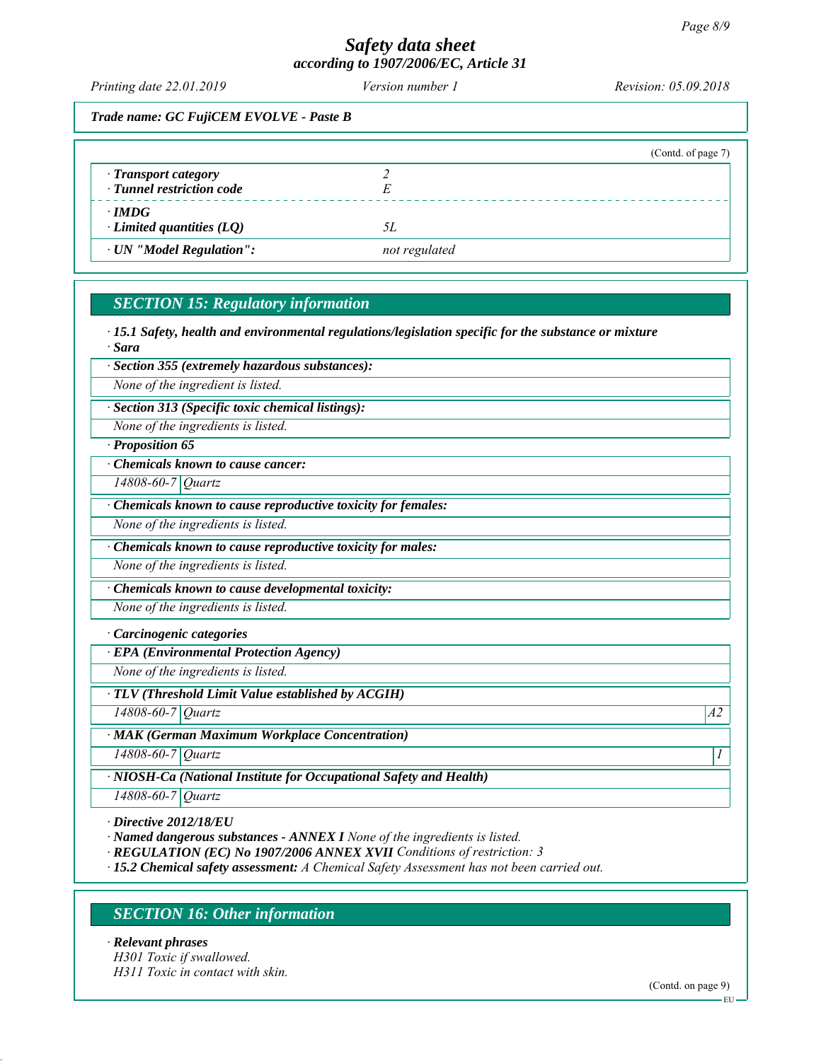Trade name: GC FujiCEM EVOLVE - Paste B

(Contd. of page 7)

| | |
|---|---|
| · **Transport category** | 2 |
| · **Tunnel restriction code** | E |
| · **IMDG** | |
| · **Limited quantities (LQ)** | 5L |
| · **UN "Model Regulation":** | not regulated |

## SECTION 15: Regulatory information

· **15.1 Safety, health and environmental regulations/legislation specific for the substance or mixture**

· **Sara**

· **Section 355 (extremely hazardous substances):**

None of the ingredient is listed.

· **Section 313 (Specific toxic chemical listings):**

None of the ingredients is listed.

· **Proposition 65**

· **Chemicals known to cause cancer:**

| | |
|---|---|
| 14808-60-7 | Quartz |

· **Chemicals known to cause reproductive toxicity for females:**

None of the ingredients is listed.

· **Chemicals known to cause reproductive toxicity for males:**

None of the ingredients is listed.

· **Chemicals known to cause developmental toxicity:**

None of the ingredients is listed.

· **Carcinogenic categories**

· **EPA (Environmental Protection Agency)**

None of the ingredients is listed.

· **TLV (Threshold Limit Value established by ACGIH)**

| | | |
|---|---|---|
| 14808-60-7 | Quartz | A2 |

· **MAK (German Maximum Workplace Concentration)**

| | | |
|---|---|---|
| 14808-60-7 | Quartz | 1 |

· **NIOSH-Ca (National Institute for Occupational Safety and Health)**

| | |
|---|---|
| 14808-60-7 | Quartz |

· **Directive 2012/18/EU**

· **Named dangerous substances - ANNEX I** None of the ingredients is listed.

· **REGULATION (EC) No 1907/2006 ANNEX XVII** Conditions of restriction: 3

· **15.2 Chemical safety assessment:** A Chemical Safety Assessment has not been carried out.

## SECTION 16: Other information

· **Relevant phrases**

H301 Toxic if swallowed.

H311 Toxic in contact with skin.

(Contd. on page 9)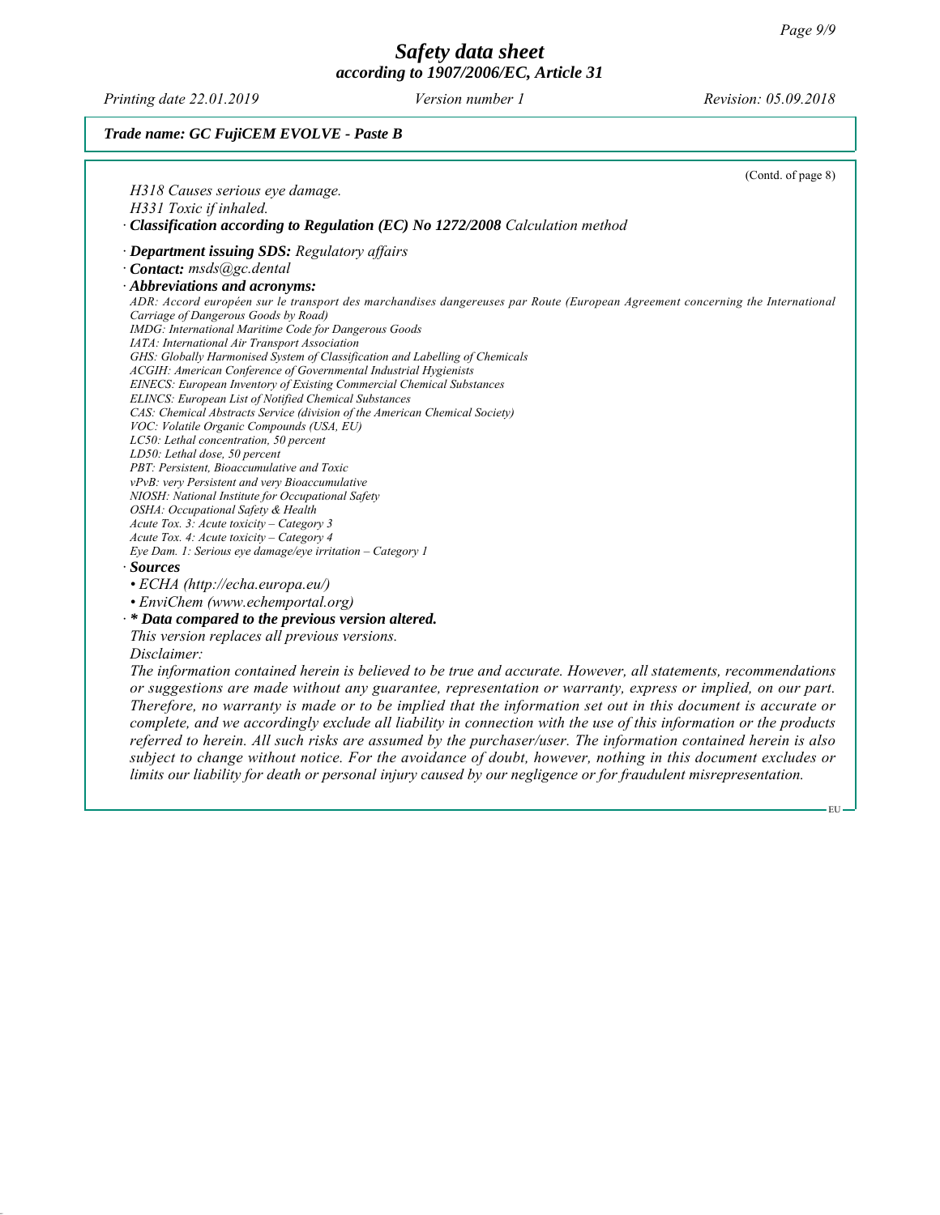(Contd. of page 8)

*H318 Causes serious eye damage.*
*H331 Toxic if inhaled.*

· ***Classification according to Regulation (EC) No 1272/2008*** *Calculation method*

· ***Department issuing SDS:*** *Regulatory affairs*
· ***Contact:*** *msds@gc.dental*
· ***Abbreviations and acronyms:***
*ADR: Accord européen sur le transport des marchandises dangereuses par Route (European Agreement concerning the International Carriage of Dangerous Goods by Road)*
*IMDG: International Maritime Code for Dangerous Goods*
*IATA: International Air Transport Association*
*GHS: Globally Harmonised System of Classification and Labelling of Chemicals*
*ACGIH: American Conference of Governmental Industrial Hygienists*
*EINECS: European Inventory of Existing Commercial Chemical Substances*
*ELINCS: European List of Notified Chemical Substances*
*CAS: Chemical Abstracts Service (division of the American Chemical Society)*
*VOC: Volatile Organic Compounds (USA, EU)*
*LC50: Lethal concentration, 50 percent*
*LD50: Lethal dose, 50 percent*
*PBT: Persistent, Bioaccumulative and Toxic*
*vPvB: very Persistent and very Bioaccumulative*
*NIOSH: National Institute for Occupational Safety*
*OSHA: Occupational Safety & Health*
*Acute Tox. 3: Acute toxicity – Category 3*
*Acute Tox. 4: Acute toxicity – Category 4*
*Eye Dam. 1: Serious eye damage/eye irritation – Category 1*

· ***Sources***
- *ECHA (http://echa.europa.eu/)*
- *EnviChem (www.echemportal.org)*

· ***\* Data compared to the previous version altered.***
*This version replaces all previous versions.*
*Disclaimer:*
*The information contained herein is believed to be true and accurate. However, all statements, recommendations or suggestions are made without any guarantee, representation or warranty, express or implied, on our part. Therefore, no warranty is made or to be implied that the information set out in this document is accurate or complete, and we accordingly exclude all liability in connection with the use of this information or the products referred to herein. All such risks are assumed by the purchaser/user. The information contained herein is also subject to change without notice. For the avoidance of doubt, however, nothing in this document excludes or limits our liability for death or personal injury caused by our negligence or for fraudulent misrepresentation.*